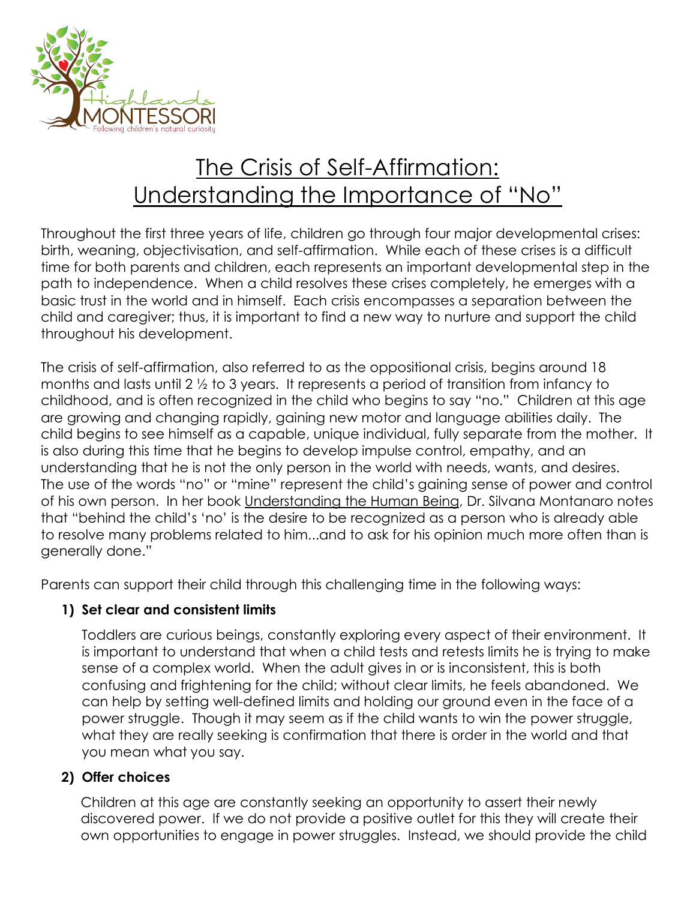# The Crisis of Self-Affirmation: Understanding the Importance of "No"

Throughout the first three years of life, children go through four major developmental crises: birth, weaning, objectivisation, and self-affirmation. While each of these crises is a difficult time for both parents and children, each represents an important developmental step in the path to independence. When a child resolves these crises completely, he emerges with a basic trust in the world and in himself. Each crisis encompasses a separation between the child and caregiver; thus, it is important to find a new way to nurture and support the child throughout his development.

The crisis of self-affirmation, also referred to as the oppositional crisis, begins around 18 months and lasts until 2 ½ to 3 years. It represents a period of transition from infancy to childhood, and is often recognized in the child who begins to say "no." Children at this age are growing and changing rapidly, gaining new motor and language abilities daily. The child begins to see himself as a capable, unique individual, fully separate from the mother. It is also during this time that he begins to develop impulse control, empathy, and an understanding that he is not the only person in the world with needs, wants, and desires. The use of the words "no" or "mine" represent the child's gaining sense of power and control of his own person. In her book Understanding the Human Being, Dr. Silvana Montanaro notes that "behind the child's 'no' is the desire to be recognized as a person who is already able to resolve many problems related to him...and to ask for his opinion much more often than is generally done."

Parents can support their child through this challenging time in the following ways:

1) **Set clear and consistent limits**

   Toddlers are curious beings, constantly exploring every aspect of their environment. It is important to understand that when a child tests and retests limits he is trying to make sense of a complex world. When the adult gives in or is inconsistent, this is both confusing and frightening for the child; without clear limits, he feels abandoned. We can help by setting well-defined limits and holding our ground even in the face of a power struggle. Though it may seem as if the child wants to win the power struggle, what they are really seeking is confirmation that there is order in the world and that you mean what you say.

2) **Offer choices**

   Children at this age are constantly seeking an opportunity to assert their newly discovered power. If we do not provide a positive outlet for this they will create their own opportunities to engage in power struggles. Instead, we should provide the child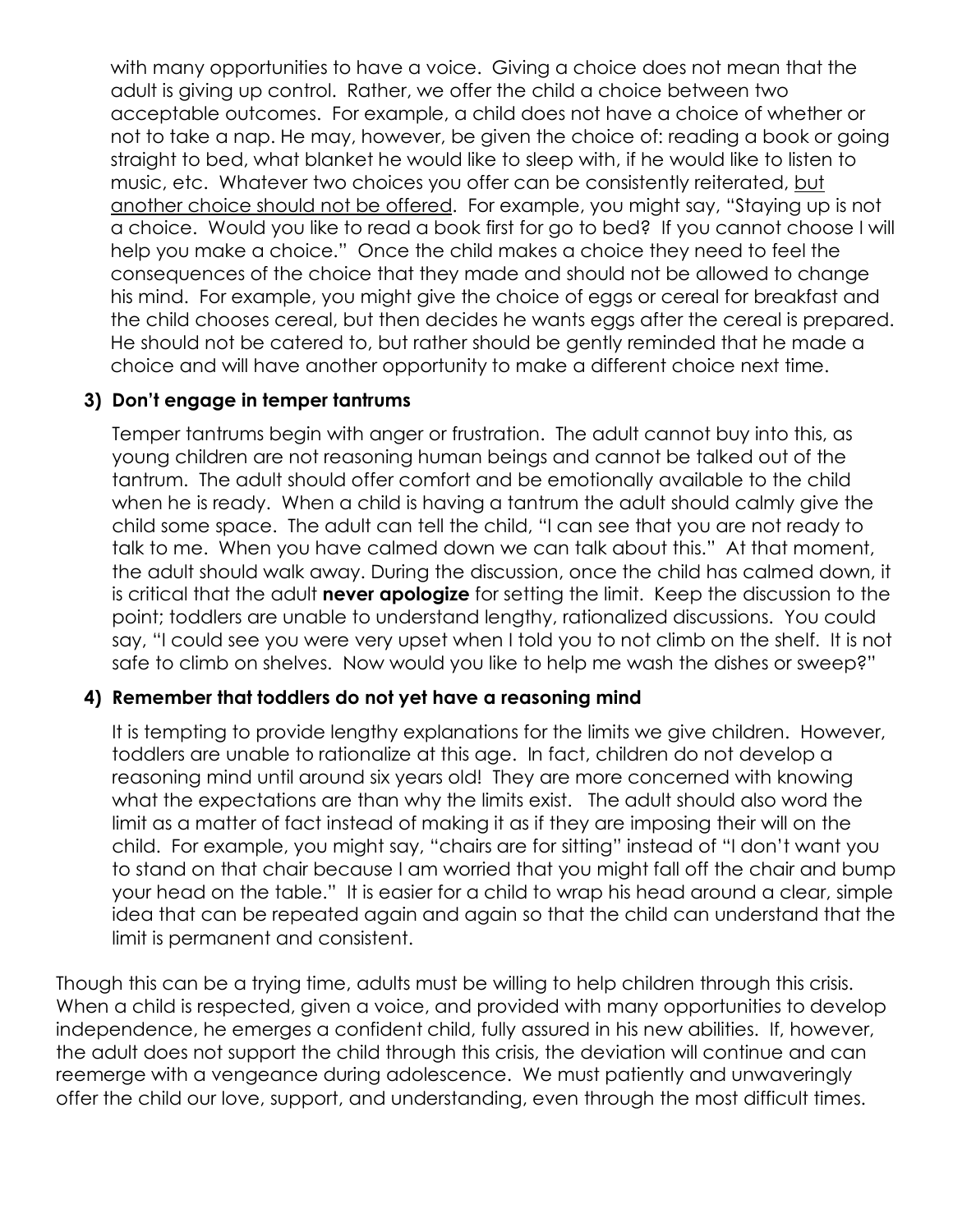with many opportunities to have a voice. Giving a choice does not mean that the adult is giving up control. Rather, we offer the child a choice between two acceptable outcomes. For example, a child does not have a choice of whether or not to take a nap. He may, however, be given the choice of: reading a book or going straight to bed, what blanket he would like to sleep with, if he would like to listen to music, etc. Whatever two choices you offer can be consistently reiterated, <u>but another choice should not be offered</u>. For example, you might say, "Staying up is not a choice. Would you like to read a book first for go to bed? If you cannot choose I will help you make a choice." Once the child makes a choice they need to feel the consequences of the choice that they made and should not be allowed to change his mind. For example, you might give the choice of eggs or cereal for breakfast and the child chooses cereal, but then decides he wants eggs after the cereal is prepared. He should not be catered to, but rather should be gently reminded that he made a choice and will have another opportunity to make a different choice next time.

**3) Don't engage in temper tantrums**

Temper tantrums begin with anger or frustration. The adult cannot buy into this, as young children are not reasoning human beings and cannot be talked out of the tantrum. The adult should offer comfort and be emotionally available to the child when he is ready. When a child is having a tantrum the adult should calmly give the child some space. The adult can tell the child, "I can see that you are not ready to talk to me. When you have calmed down we can talk about this." At that moment, the adult should walk away. During the discussion, once the child has calmed down, it is critical that the adult **never apologize** for setting the limit. Keep the discussion to the point; toddlers are unable to understand lengthy, rationalized discussions. You could say, "I could see you were very upset when I told you to not climb on the shelf. It is not safe to climb on shelves. Now would you like to help me wash the dishes or sweep?"

**4) Remember that toddlers do not yet have a reasoning mind**

It is tempting to provide lengthy explanations for the limits we give children. However, toddlers are unable to rationalize at this age. In fact, children do not develop a reasoning mind until around six years old! They are more concerned with knowing what the expectations are than why the limits exist. The adult should also word the limit as a matter of fact instead of making it as if they are imposing their will on the child. For example, you might say, "chairs are for sitting" instead of "I don't want you to stand on that chair because I am worried that you might fall off the chair and bump your head on the table." It is easier for a child to wrap his head around a clear, simple idea that can be repeated again and again so that the child can understand that the limit is permanent and consistent.

Though this can be a trying time, adults must be willing to help children through this crisis. When a child is respected, given a voice, and provided with many opportunities to develop independence, he emerges a confident child, fully assured in his new abilities. If, however, the adult does not support the child through this crisis, the deviation will continue and can reemerge with a vengeance during adolescence. We must patiently and unwaveringly offer the child our love, support, and understanding, even through the most difficult times.